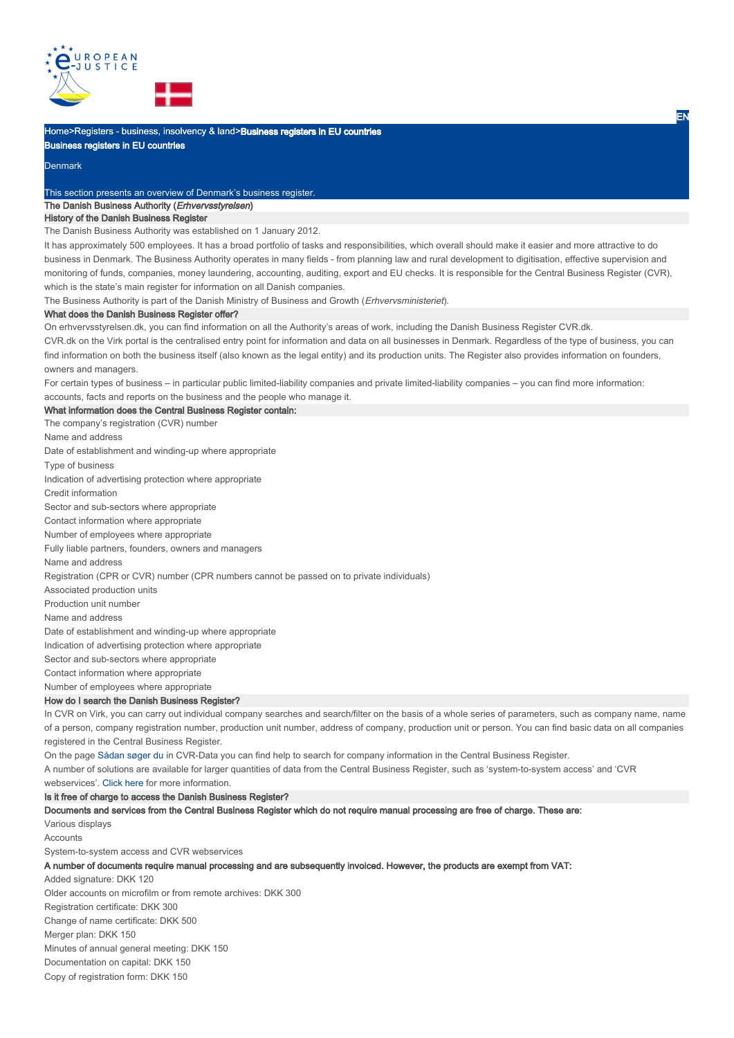Home>Registers - business, insolvency & land>Business registers in EU countries

# Business registers in EU countries

Denmark

This section presents an overview of Denmark's business register.

## The Danish Business Authority (*Erhvervsstyrelsen*)

### History of the Danish Business Register

The Danish Business Authority was established on 1 January 2012.

It has approximately 500 employees. It has a broad portfolio of tasks and responsibilities, which overall should make it easier and more attractive to do business in Denmark. The Business Authority operates in many fields - from planning law and rural development to digitisation, effective supervision and monitoring of funds, companies, money laundering, accounting, auditing, export and EU checks. It is responsible for the Central Business Register (CVR), which is the state's main register for information on all Danish companies.

The Business Authority is part of the Danish Ministry of Business and Growth (*Erhvervsministeriet*).

### What does the Danish Business Register offer?

On erhvervsstyrelsen.dk, you can find information on all the Authority's areas of work, including the Danish Business Register CVR.dk.

CVR.dk on the Virk portal is the centralised entry point for information and data on all businesses in Denmark. Regardless of the type of business, you can find information on both the business itself (also known as the legal entity) and its production units. The Register also provides information on founders, owners and managers.

For certain types of business – in particular public limited-liability companies and private limited-liability companies – you can find more information: accounts, facts and reports on the business and the people who manage it.

### What information does the Central Business Register contain:

The company's registration (CVR) number

Name and address

Date of establishment and winding-up where appropriate

Type of business

Indication of advertising protection where appropriate

Credit information

Sector and sub-sectors where appropriate

Contact information where appropriate

Number of employees where appropriate

Fully liable partners, founders, owners and managers

Name and address

Registration (CPR or CVR) number (CPR numbers cannot be passed on to private individuals)

Associated production units

Production unit number

Name and address

Date of establishment and winding-up where appropriate

Indication of advertising protection where appropriate

Sector and sub-sectors where appropriate

Contact information where appropriate

Number of employees where appropriate

### How do I search the Danish Business Register?

In CVR on Virk, you can carry out individual company searches and search/filter on the basis of a whole series of parameters, such as company name, name of a person, company registration number, production unit number, address of company, production unit or person. You can find basic data on all companies registered in the Central Business Register.

On the page Sådan søger du in CVR-Data you can find help to search for company information in the Central Business Register.

A number of solutions are available for larger quantities of data from the Central Business Register, such as 'system-to-system access' and 'CVR webservices'. Click here for more information.

### Is it free of charge to access the Danish Business Register?

**Documents and services from the Central Business Register which do not require manual processing are free of charge. These are:**

Various displays

Accounts

System-to-system access and CVR webservices

**A number of documents require manual processing and are subsequently invoiced. However, the products are exempt from VAT:**

Added signature: DKK 120

Older accounts on microfilm or from remote archives: DKK 300

Registration certificate: DKK 300

Change of name certificate: DKK 500

Merger plan: DKK 150

Minutes of annual general meeting: DKK 150

Documentation on capital: DKK 150

Copy of registration form: DKK 150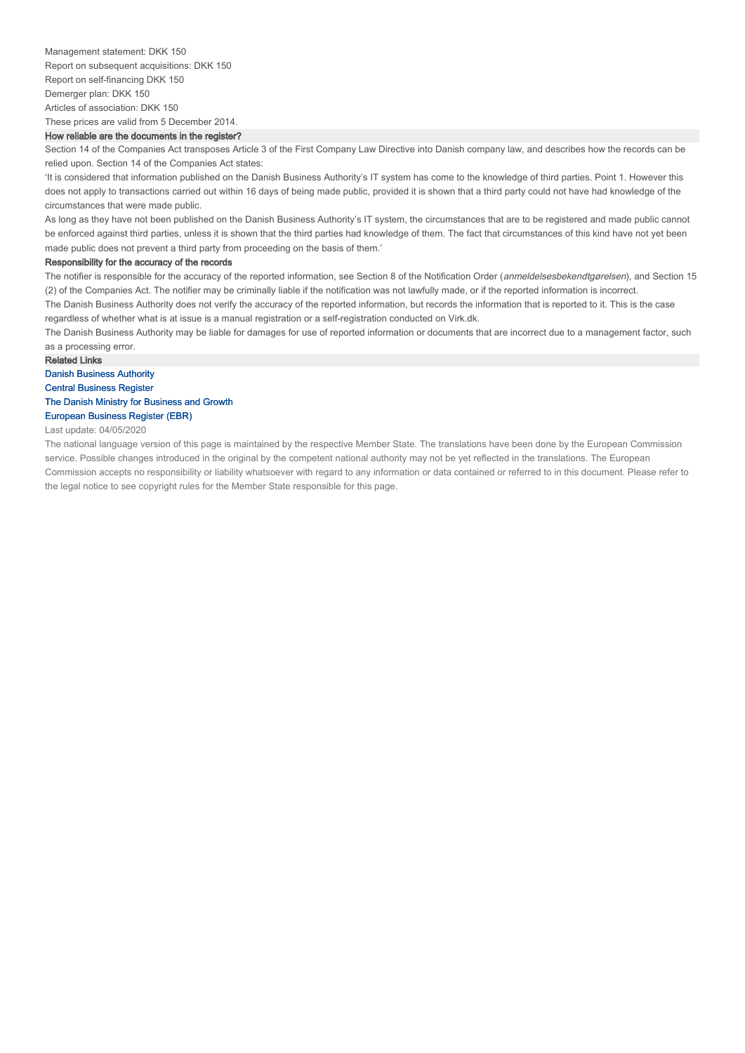Management statement: DKK 150

Report on subsequent acquisitions: DKK 150

Report on self-financing DKK 150

Demerger plan: DKK 150

Articles of association: DKK 150

These prices are valid from 5 December 2014.

### How reliable are the documents in the register?

Section 14 of the Companies Act transposes Article 3 of the First Company Law Directive into Danish company law, and describes how the records can be relied upon. Section 14 of the Companies Act states:

'It is considered that information published on the Danish Business Authority's IT system has come to the knowledge of third parties. Point 1. However this does not apply to transactions carried out within 16 days of being made public, provided it is shown that a third party could not have had knowledge of the circumstances that were made public.

As long as they have not been published on the Danish Business Authority's IT system, the circumstances that are to be registered and made public cannot be enforced against third parties, unless it is shown that the third parties had knowledge of them. The fact that circumstances of this kind have not yet been made public does not prevent a third party from proceeding on the basis of them.'

### Responsibility for the accuracy of the records

The notifier is responsible for the accuracy of the reported information, see Section 8 of the Notification Order (*anmeldelsesbekendtgørelsen*), and Section 15 (2) of the Companies Act. The notifier may be criminally liable if the notification was not lawfully made, or if the reported information is incorrect.

The Danish Business Authority does not verify the accuracy of the reported information, but records the information that is reported to it. This is the case regardless of whether what is at issue is a manual registration or a self-registration conducted on Virk.dk.

The Danish Business Authority may be liable for damages for use of reported information or documents that are incorrect due to a management factor, such as a processing error.

### Related Links

Danish Business Authority

Central Business Register

The Danish Ministry for Business and Growth

European Business Register (EBR)

Last update: 04/05/2020

The national language version of this page is maintained by the respective Member State. The translations have been done by the European Commission service. Possible changes introduced in the original by the competent national authority may not be yet reflected in the translations. The European Commission accepts no responsibility or liability whatsoever with regard to any information or data contained or referred to in this document. Please refer to the legal notice to see copyright rules for the Member State responsible for this page.